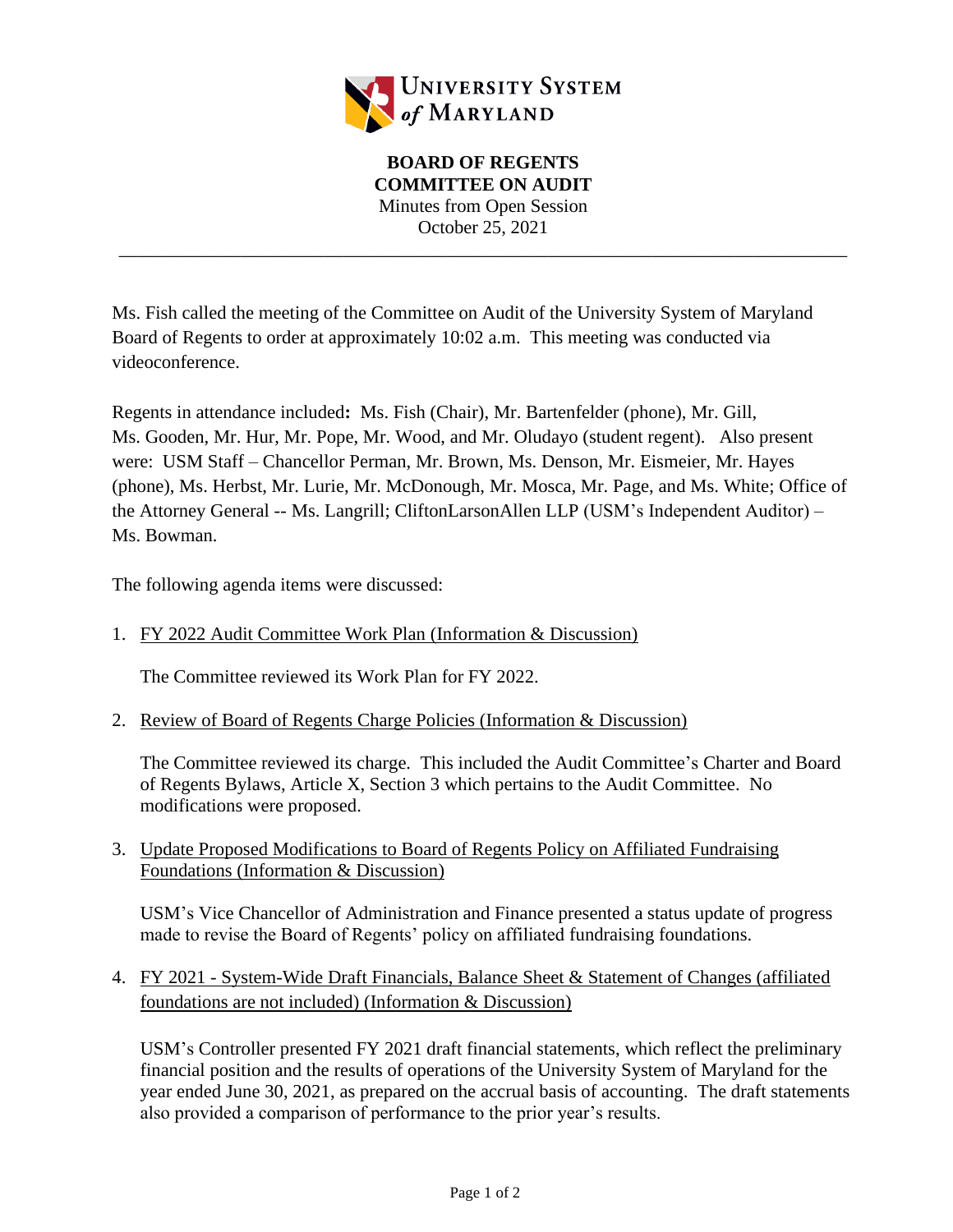UNIVERSITY SYSTEM of MARYLAND

**BOARD OF REGENTS**
**COMMITTEE ON AUDIT**
Minutes from Open Session
October 25, 2021

---

Ms. Fish called the meeting of the Committee on Audit of the University System of Maryland Board of Regents to order at approximately 10:02 a.m. This meeting was conducted via videoconference.

Regents in attendance included**:** Ms. Fish (Chair), Mr. Bartenfelder (phone), Mr. Gill, Ms. Gooden, Mr. Hur, Mr. Pope, Mr. Wood, and Mr. Oludayo (student regent). Also present were: USM Staff – Chancellor Perman, Mr. Brown, Ms. Denson, Mr. Eismeier, Mr. Hayes (phone), Ms. Herbst, Mr. Lurie, Mr. McDonough, Mr. Mosca, Mr. Page, and Ms. White; Office of the Attorney General -- Ms. Langrill; CliftonLarsonAllen LLP (USM's Independent Auditor) – Ms. Bowman.

The following agenda items were discussed:

1. FY 2022 Audit Committee Work Plan (Information & Discussion)

   The Committee reviewed its Work Plan for FY 2022.

2. Review of Board of Regents Charge Policies (Information & Discussion)

   The Committee reviewed its charge. This included the Audit Committee's Charter and Board of Regents Bylaws, Article X, Section 3 which pertains to the Audit Committee. No modifications were proposed.

3. Update Proposed Modifications to Board of Regents Policy on Affiliated Fundraising Foundations (Information & Discussion)

   USM's Vice Chancellor of Administration and Finance presented a status update of progress made to revise the Board of Regents' policy on affiliated fundraising foundations.

4. FY 2021 - System-Wide Draft Financials, Balance Sheet & Statement of Changes (affiliated foundations are not included) (Information & Discussion)

   USM's Controller presented FY 2021 draft financial statements, which reflect the preliminary financial position and the results of operations of the University System of Maryland for the year ended June 30, 2021, as prepared on the accrual basis of accounting. The draft statements also provided a comparison of performance to the prior year's results.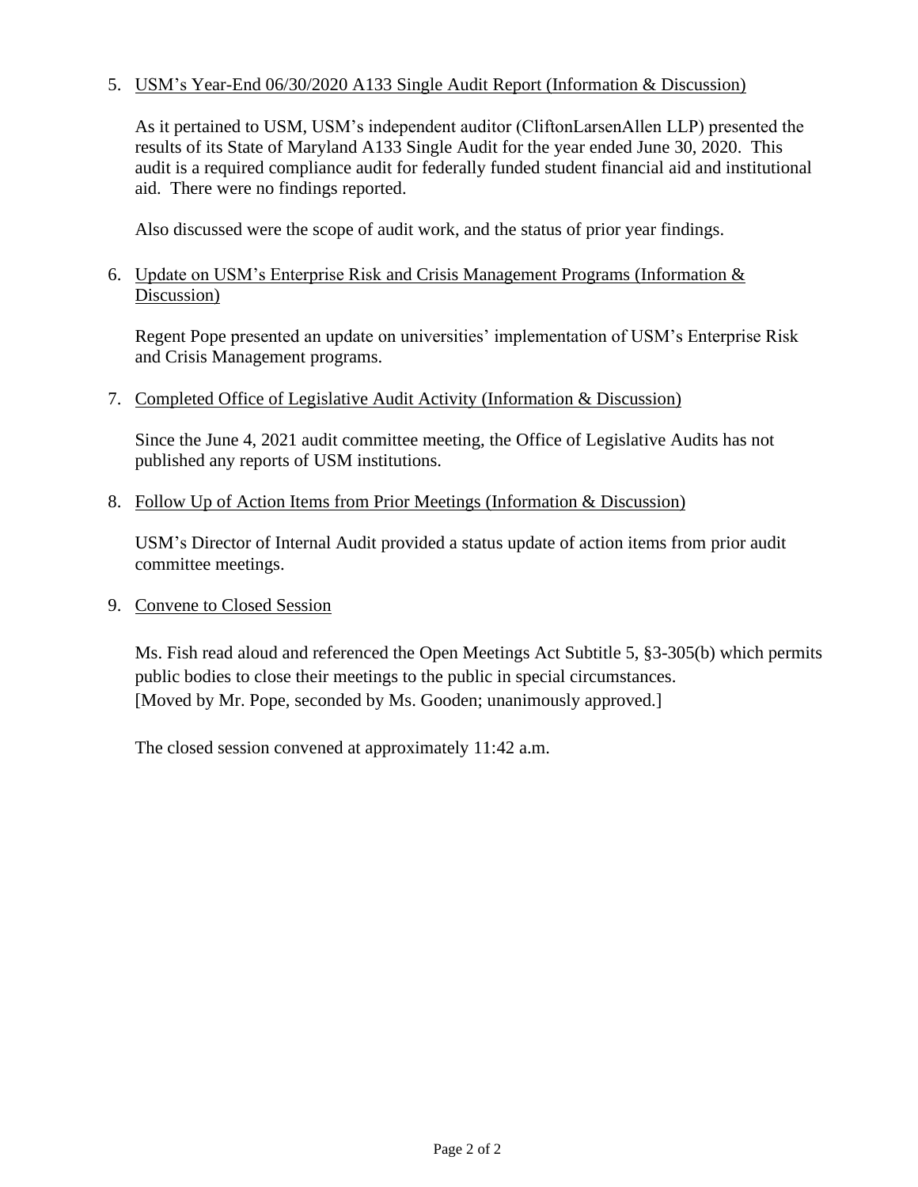5. <u>USM's Year-End 06/30/2020 A133 Single Audit Report (Information & Discussion)</u>

   As it pertained to USM, USM's independent auditor (CliftonLarsenAllen LLP) presented the results of its State of Maryland A133 Single Audit for the year ended June 30, 2020. This audit is a required compliance audit for federally funded student financial aid and institutional aid. There were no findings reported.

   Also discussed were the scope of audit work, and the status of prior year findings.

6. <u>Update on USM's Enterprise Risk and Crisis Management Programs (Information & Discussion)</u>

   Regent Pope presented an update on universities' implementation of USM's Enterprise Risk and Crisis Management programs.

7. <u>Completed Office of Legislative Audit Activity (Information & Discussion)</u>

   Since the June 4, 2021 audit committee meeting, the Office of Legislative Audits has not published any reports of USM institutions.

8. <u>Follow Up of Action Items from Prior Meetings (Information & Discussion)</u>

   USM's Director of Internal Audit provided a status update of action items from prior audit committee meetings.

9. <u>Convene to Closed Session</u>

   Ms. Fish read aloud and referenced the Open Meetings Act Subtitle 5, §3-305(b) which permits public bodies to close their meetings to the public in special circumstances.
   [Moved by Mr. Pope, seconded by Ms. Gooden; unanimously approved.]

   The closed session convened at approximately 11:42 a.m.